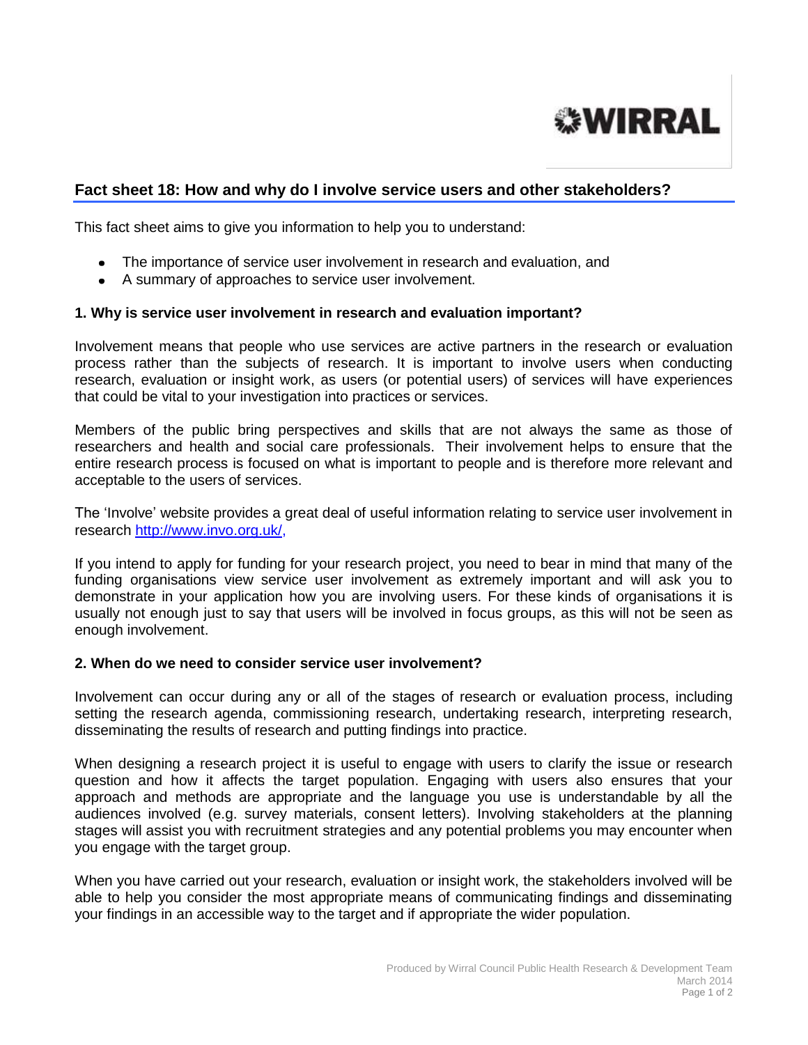WIRRAL

## Fact sheet 18: How and why do I involve service users and other stakeholders?

This fact sheet aims to give you information to help you to understand:

- The importance of service user involvement in research and evaluation, and
- A summary of approaches to service user involvement.

### 1. Why is service user involvement in research and evaluation important?

Involvement means that people who use services are active partners in the research or evaluation process rather than the subjects of research. It is important to involve users when conducting research, evaluation or insight work, as users (or potential users) of services will have experiences that could be vital to your investigation into practices or services.

Members of the public bring perspectives and skills that are not always the same as those of researchers and health and social care professionals. Their involvement helps to ensure that the entire research process is focused on what is important to people and is therefore more relevant and acceptable to the users of services.

The 'Involve' website provides a great deal of useful information relating to service user involvement in research http://www.invo.org.uk/,

If you intend to apply for funding for your research project, you need to bear in mind that many of the funding organisations view service user involvement as extremely important and will ask you to demonstrate in your application how you are involving users. For these kinds of organisations it is usually not enough just to say that users will be involved in focus groups, as this will not be seen as enough involvement.

### 2. When do we need to consider service user involvement?

Involvement can occur during any or all of the stages of research or evaluation process, including setting the research agenda, commissioning research, undertaking research, interpreting research, disseminating the results of research and putting findings into practice.

When designing a research project it is useful to engage with users to clarify the issue or research question and how it affects the target population. Engaging with users also ensures that your approach and methods are appropriate and the language you use is understandable by all the audiences involved (e.g. survey materials, consent letters). Involving stakeholders at the planning stages will assist you with recruitment strategies and any potential problems you may encounter when you engage with the target group.

When you have carried out your research, evaluation or insight work, the stakeholders involved will be able to help you consider the most appropriate means of communicating findings and disseminating your findings in an accessible way to the target and if appropriate the wider population.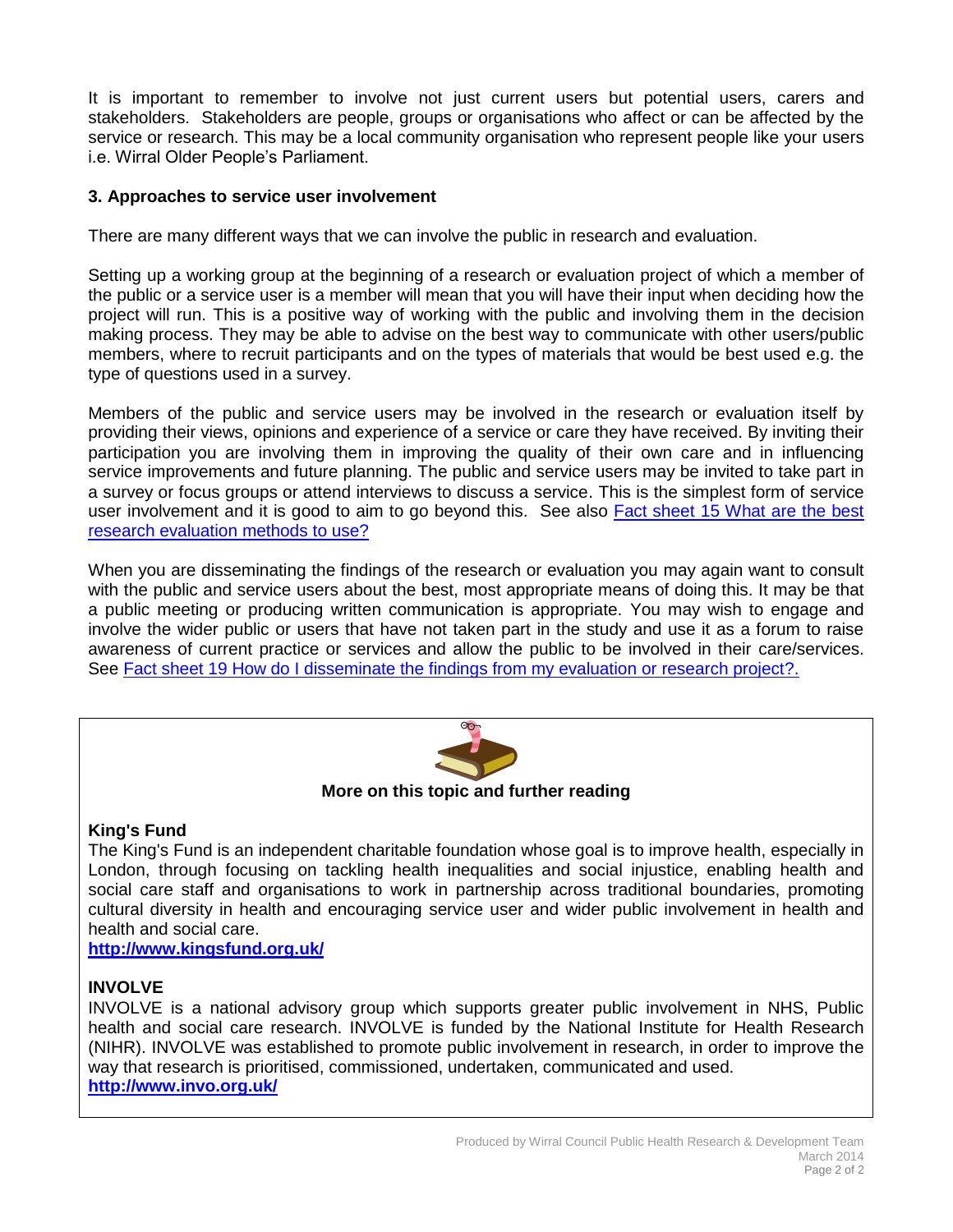It is important to remember to involve not just current users but potential users, carers and stakeholders. Stakeholders are people, groups or organisations who affect or can be affected by the service or research. This may be a local community organisation who represent people like your users i.e. Wirral Older People's Parliament.

### 3. Approaches to service user involvement

There are many different ways that we can involve the public in research and evaluation.

Setting up a working group at the beginning of a research or evaluation project of which a member of the public or a service user is a member will mean that you will have their input when deciding how the project will run. This is a positive way of working with the public and involving them in the decision making process. They may be able to advise on the best way to communicate with other users/public members, where to recruit participants and on the types of materials that would be best used e.g. the type of questions used in a survey.

Members of the public and service users may be involved in the research or evaluation itself by providing their views, opinions and experience of a service or care they have received. By inviting their participation you are involving them in improving the quality of their own care and in influencing service improvements and future planning. The public and service users may be invited to take part in a survey or focus groups or attend interviews to discuss a service. This is the simplest form of service user involvement and it is good to aim to go beyond this. See also Fact sheet 15 What are the best research evaluation methods to use?

When you are disseminating the findings of the research or evaluation you may again want to consult with the public and service users about the best, most appropriate means of doing this. It may be that a public meeting or producing written communication is appropriate. You may wish to engage and involve the wider public or users that have not taken part in the study and use it as a forum to raise awareness of current practice or services and allow the public to be involved in their care/services. See Fact sheet 19 How do I disseminate the findings from my evaluation or research project?.

**More on this topic and further reading**

**King's Fund**

The King's Fund is an independent charitable foundation whose goal is to improve health, especially in London, through focusing on tackling health inequalities and social injustice, enabling health and social care staff and organisations to work in partnership across traditional boundaries, promoting cultural diversity in health and encouraging service user and wider public involvement in health and health and social care.

**http://www.kingsfund.org.uk/**

**INVOLVE**

INVOLVE is a national advisory group which supports greater public involvement in NHS, Public health and social care research. INVOLVE is funded by the National Institute for Health Research (NIHR). INVOLVE was established to promote public involvement in research, in order to improve the way that research is prioritised, commissioned, undertaken, communicated and used.

**http://www.invo.org.uk/**

Produced by Wirral Council Public Health Research & Development Team
March 2014